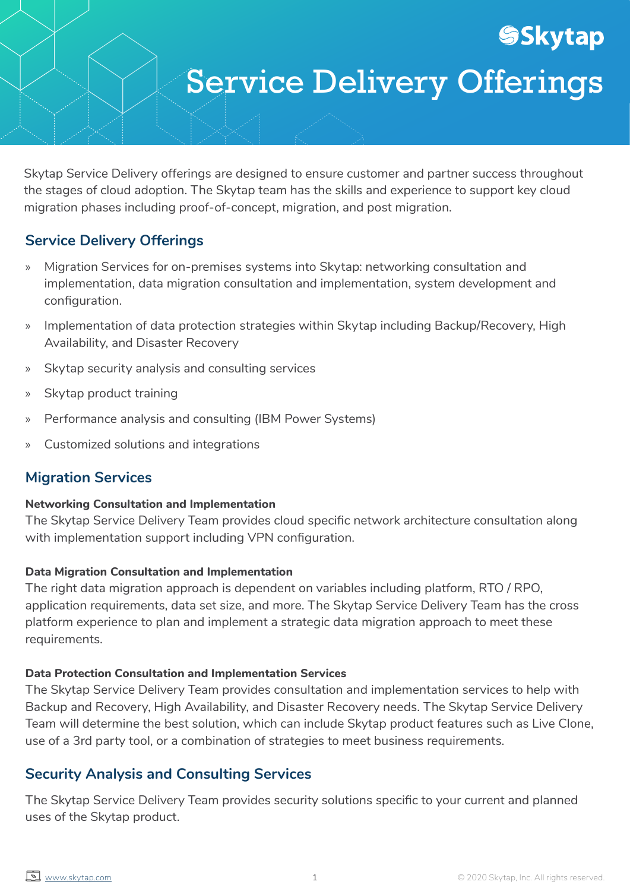# Service Delivery Offerings

Skytap Service Delivery offerings are designed to ensure customer and partner success throughout the stages of cloud adoption. The Skytap team has the skills and experience to support key cloud migration phases including proof-of-concept, migration, and post migration.

## Service Delivery Offerings

- Migration Services for on-premises systems into Skytap: networking consultation and implementation, data migration consultation and implementation, system development and configuration.
- Implementation of data protection strategies within Skytap including Backup/Recovery, High Availability, and Disaster Recovery
- Skytap security analysis and consulting services
- Skytap product training
- Performance analysis and consulting (IBM Power Systems)
- Customized solutions and integrations

## Migration Services

**Networking Consultation and Implementation**
The Skytap Service Delivery Team provides cloud specific network architecture consultation along with implementation support including VPN configuration.

**Data Migration Consultation and Implementation**
The right data migration approach is dependent on variables including platform, RTO / RPO, application requirements, data set size, and more. The Skytap Service Delivery Team has the cross platform experience to plan and implement a strategic data migration approach to meet these requirements.

**Data Protection Consultation and Implementation Services**
The Skytap Service Delivery Team provides consultation and implementation services to help with Backup and Recovery, High Availability, and Disaster Recovery needs. The Skytap Service Delivery Team will determine the best solution, which can include Skytap product features such as Live Clone, use of a 3rd party tool, or a combination of strategies to meet business requirements.

## Security Analysis and Consulting Services

The Skytap Service Delivery Team provides security solutions specific to your current and planned uses of the Skytap product.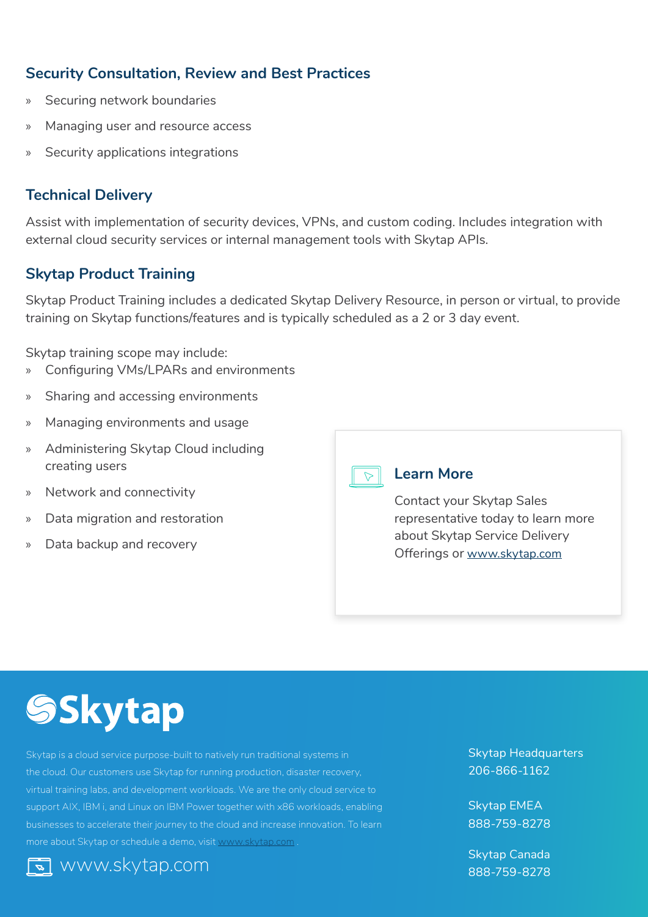## Security Consultation, Review and Best Practices

- Securing network boundaries
- Managing user and resource access
- Security applications integrations

## Technical Delivery

Assist with implementation of security devices, VPNs, and custom coding. Includes integration with external cloud security services or internal management tools with Skytap APIs.

## Skytap Product Training

Skytap Product Training includes a dedicated Skytap Delivery Resource, in person or virtual, to provide training on Skytap functions/features and is typically scheduled as a 2 or 3 day event.

Skytap training scope may include:

- Configuring VMs/LPARs and environments
- Sharing and accessing environments
- Managing environments and usage
- Administering Skytap Cloud including creating users
- Network and connectivity
- Data migration and restoration
- Data backup and recovery

### Learn More

Contact your Skytap Sales representative today to learn more about Skytap Service Delivery Offerings or www.skytap.com

Skytap

Skytap is a cloud service purpose-built to natively run traditional systems in the cloud. Our customers use Skytap for running production, disaster recovery, virtual training labs, and development workloads. We are the only cloud service to support AIX, IBM i, and Linux on IBM Power together with x86 workloads, enabling businesses to accelerate their journey to the cloud and increase innovation. To learn more about Skytap or schedule a demo, visit www.skytap.com .

www.skytap.com

Skytap Headquarters
206-866-1162

Skytap EMEA
888-759-8278

Skytap Canada
888-759-8278